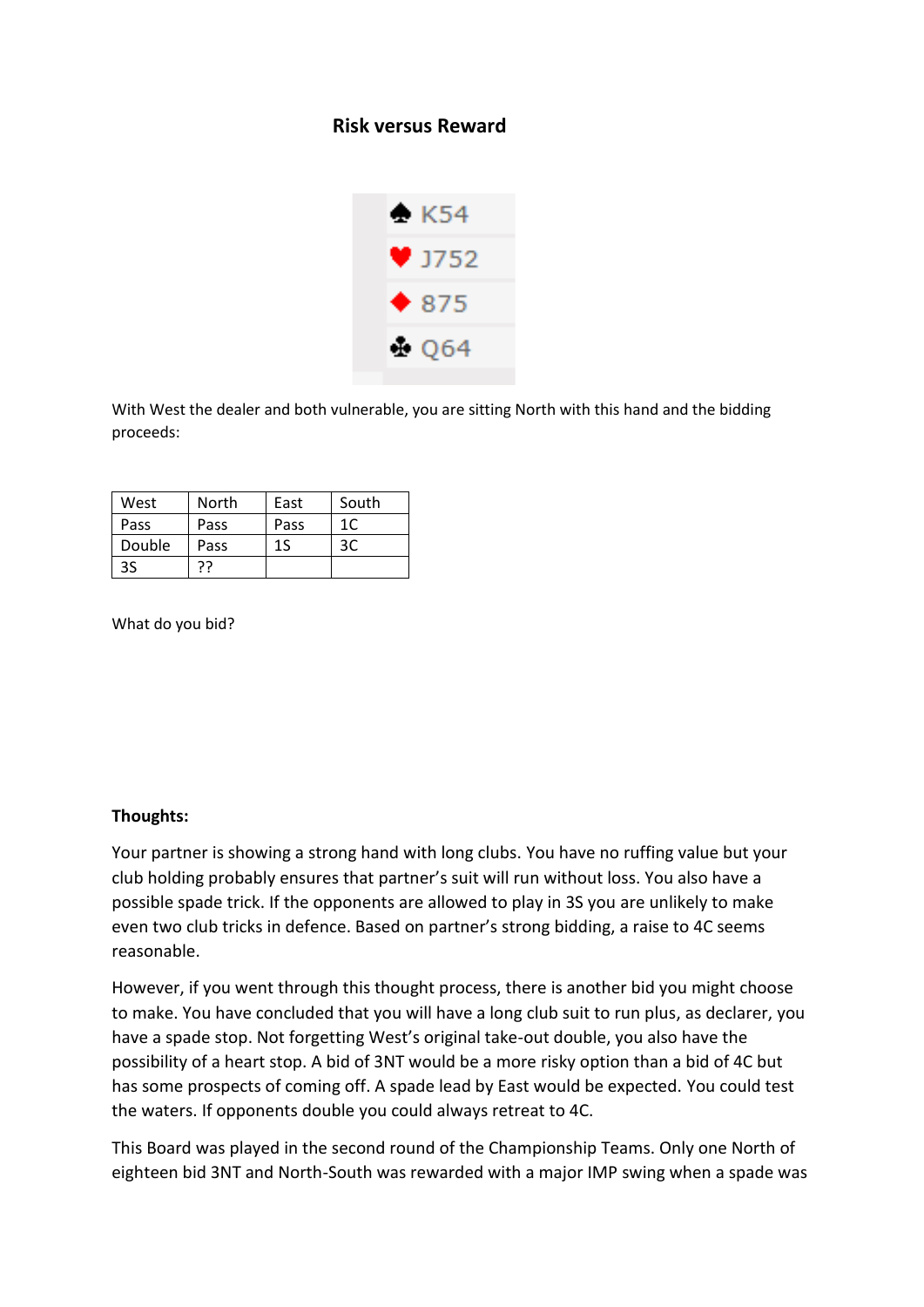# Risk versus Reward

♠ K54
♥ J752
♦ 875
♣ Q64

With West the dealer and both vulnerable, you are sitting North with this hand and the bidding proceeds:

| West | North | East | South |
|---|---|---|---|
| Pass | Pass | Pass | 1C |
| Double | Pass | 1S | 3C |
| 3S | ?? | | |

What do you bid?

**Thoughts:**

Your partner is showing a strong hand with long clubs. You have no ruffing value but your club holding probably ensures that partner's suit will run without loss. You also have a possible spade trick. If the opponents are allowed to play in 3S you are unlikely to make even two club tricks in defence. Based on partner's strong bidding, a raise to 4C seems reasonable.

However, if you went through this thought process, there is another bid you might choose to make. You have concluded that you will have a long club suit to run plus, as declarer, you have a spade stop. Not forgetting West's original take-out double, you also have the possibility of a heart stop. A bid of 3NT would be a more risky option than a bid of 4C but has some prospects of coming off. A spade lead by East would be expected. You could test the waters. If opponents double you could always retreat to 4C.

This Board was played in the second round of the Championship Teams. Only one North of eighteen bid 3NT and North-South was rewarded with a major IMP swing when a spade was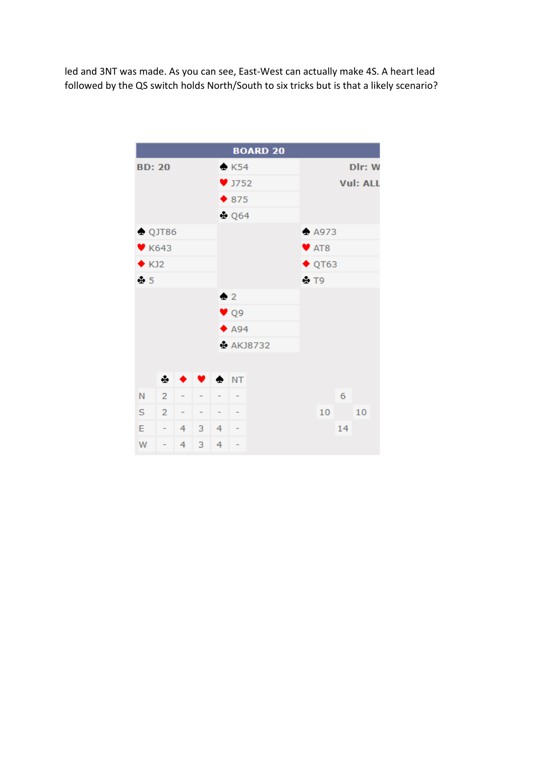led and 3NT was made. As you can see, East-West can actually make 4S. A heart lead followed by the QS switch holds North/South to six tricks but is that a likely scenario?

**BOARD 20**

BD: 20

Dlr: W

Vul: ALL

North:
♠ K54
♥ J752
♦ 875
♣ Q64

West:
♠ QJT86
♥ K643
♦ KJ2
♣ 5

East:
♠ A973
♥ AT8
♦ QT63
♣ T9

South:
♠ 2
♥ Q9
♦ A94
♣ AKJ8732

| | ♣ | ♦ | ♥ | ♠ | NT |
|---|---|---|---|---|---|
| N | 2 | - | - | - | - |
| S | 2 | - | - | - | - |
| E | - | 4 | 3 | 4 | - |
| W | - | 4 | 3 | 4 | - |

6

10 10

14